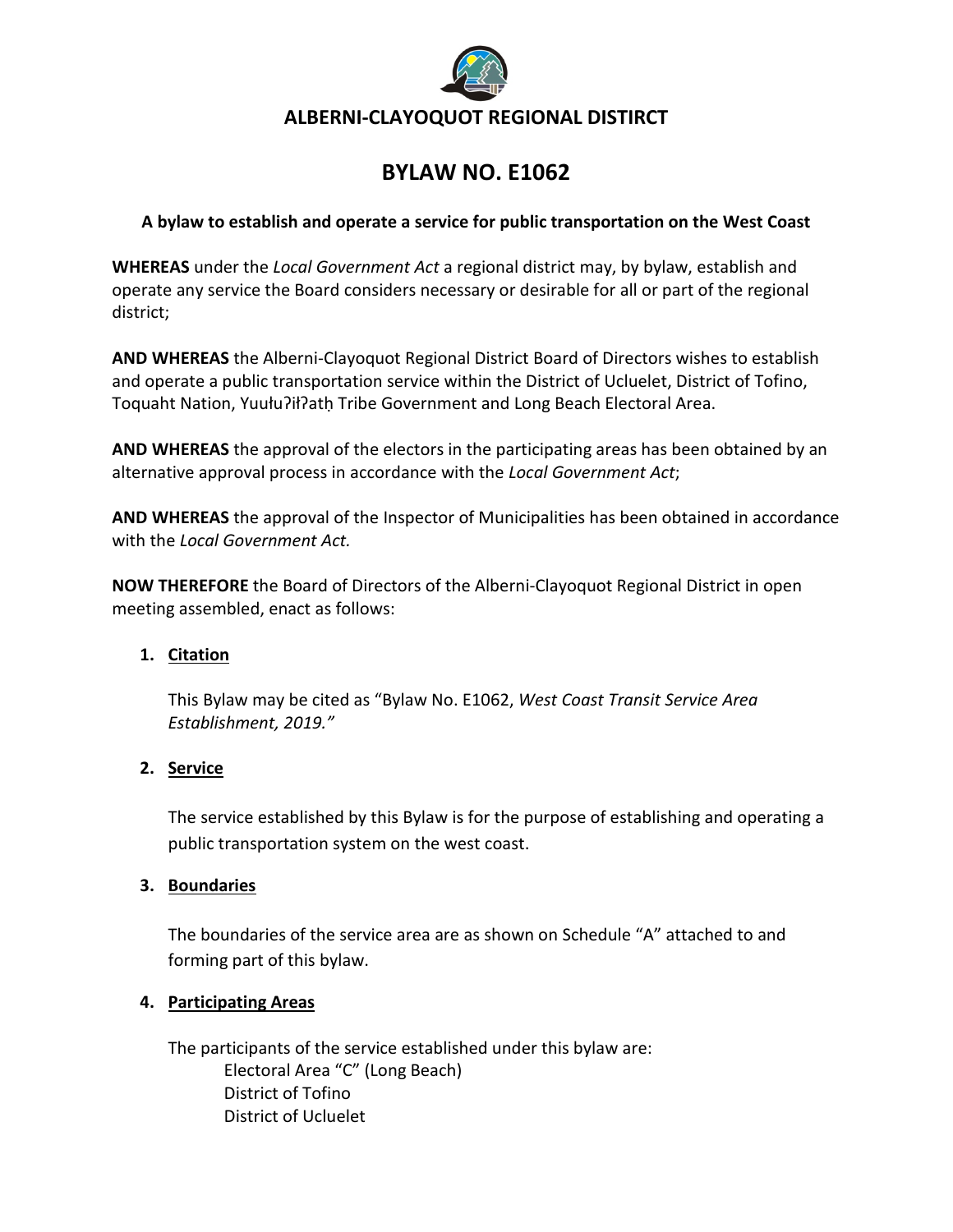# ALBERNI-CLAYOQUOT REGIONAL DISTIRCT

# BYLAW NO. E1062

**A bylaw to establish and operate a service for public transportation on the West Coast**

**WHEREAS** under the *Local Government Act* a regional district may, by bylaw, establish and operate any service the Board considers necessary or desirable for all or part of the regional district;

**AND WHEREAS** the Alberni-Clayoquot Regional District Board of Directors wishes to establish and operate a public transportation service within the District of Ucluelet, District of Tofino, Toquaht Nation, Yuułuʔiłʔatḥ Tribe Government and Long Beach Electoral Area.

**AND WHEREAS** the approval of the electors in the participating areas has been obtained by an alternative approval process in accordance with the *Local Government Act*;

**AND WHEREAS** the approval of the Inspector of Municipalities has been obtained in accordance with the *Local Government Act.*

**NOW THEREFORE** the Board of Directors of the Alberni-Clayoquot Regional District in open meeting assembled, enact as follows:

1. **Citation**

   This Bylaw may be cited as "Bylaw No. E1062, *West Coast Transit Service Area Establishment, 2019."*

2. **Service**

   The service established by this Bylaw is for the purpose of establishing and operating a public transportation system on the west coast.

3. **Boundaries**

   The boundaries of the service area are as shown on Schedule "A" attached to and forming part of this bylaw.

4. **Participating Areas**

   The participants of the service established under this bylaw are:
   - Electoral Area "C" (Long Beach)
   - District of Tofino
   - District of Ucluelet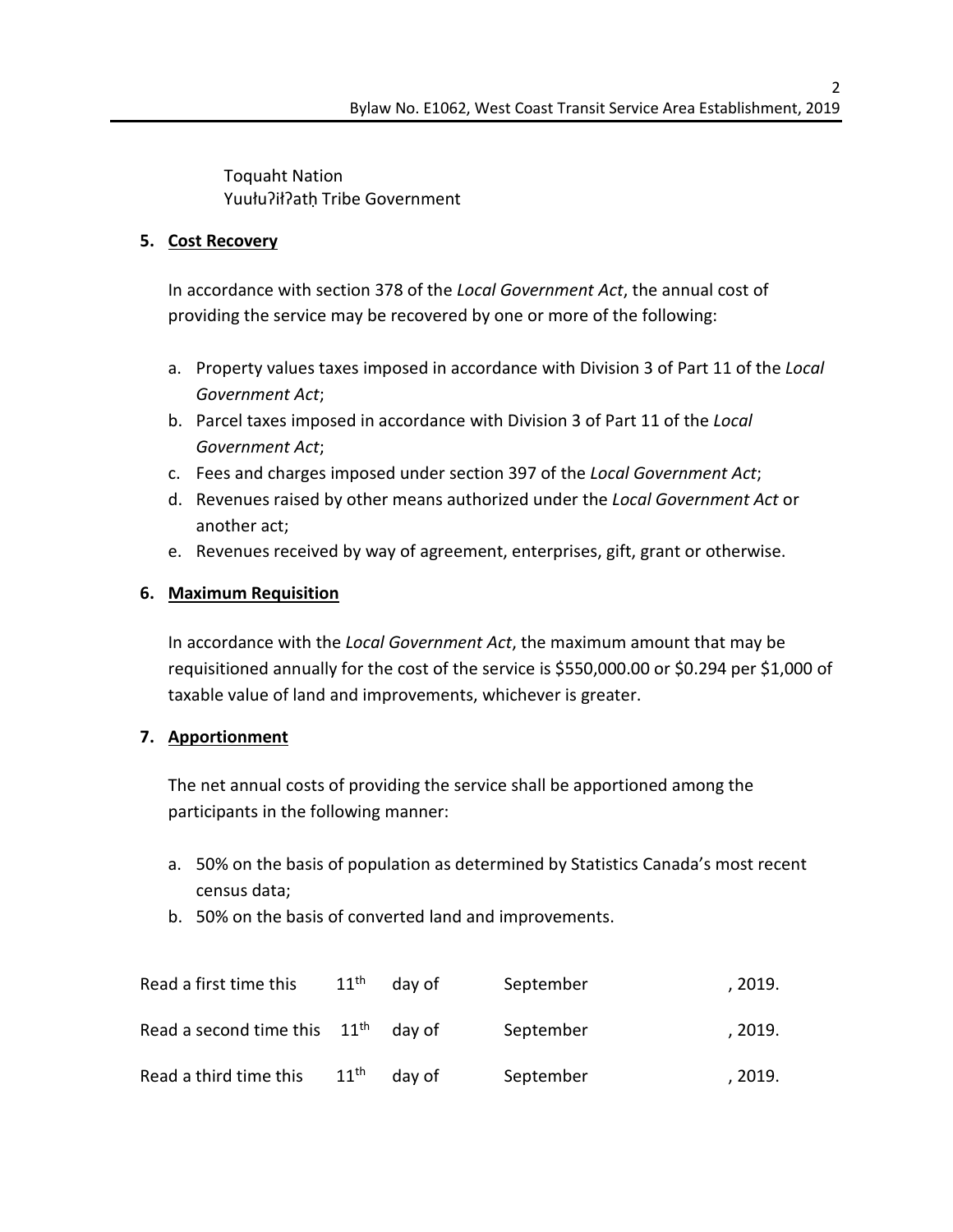Toquaht Nation
Yuułuʔiłʔatḥ Tribe Government

### 5. Cost Recovery

In accordance with section 378 of the *Local Government Act*, the annual cost of providing the service may be recovered by one or more of the following:

a. Property values taxes imposed in accordance with Division 3 of Part 11 of the *Local Government Act*;
b. Parcel taxes imposed in accordance with Division 3 of Part 11 of the *Local Government Act*;
c. Fees and charges imposed under section 397 of the *Local Government Act*;
d. Revenues raised by other means authorized under the *Local Government Act* or another act;
e. Revenues received by way of agreement, enterprises, gift, grant or otherwise.

### 6. Maximum Requisition

In accordance with the *Local Government Act*, the maximum amount that may be requisitioned annually for the cost of the service is $550,000.00 or $0.294 per $1,000 of taxable value of land and improvements, whichever is greater.

### 7. Apportionment

The net annual costs of providing the service shall be apportioned among the participants in the following manner:

a. 50% on the basis of population as determined by Statistics Canada's most recent census data;
b. 50% on the basis of converted land and improvements.

Read a first time this 11th day of September, 2019.

Read a second time this 11th day of September, 2019.

Read a third time this 11th day of September, 2019.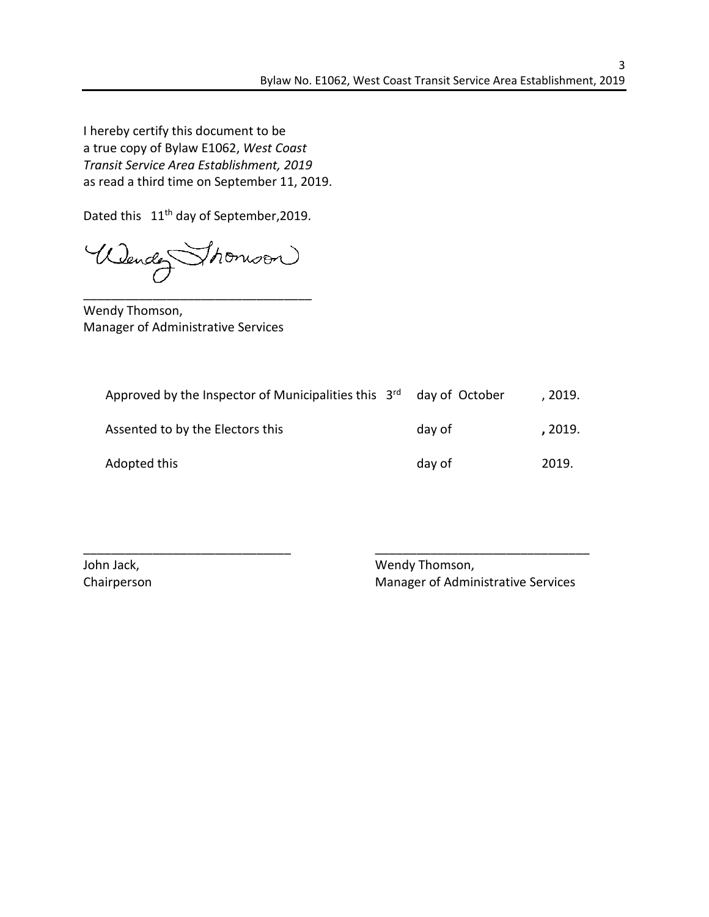I hereby certify this document to be
a true copy of Bylaw E1062, *West Coast Transit Service Area Establishment, 2019*
as read a third time on September 11, 2019.

Dated this 11th day of September,2019.

Wendy Thomson

\_\_\_\_\_\_\_\_\_\_\_\_\_\_\_\_\_\_\_\_\_\_\_\_\_\_\_\_\_\_\_\_

Wendy Thomson,
Manager of Administrative Services

| | | | |
|---|---|---|---|
| Approved by the Inspector of Municipalities this | 3rd | day of October | , 2019. |
| Assented to by the Electors this | | day of | , 2019. |
| Adopted this | | day of | 2019. |

\_\_\_\_\_\_\_\_\_\_\_\_\_\_\_\_\_\_\_\_\_\_\_\_\_\_\_\_\_\_
John Jack,
Chairperson

\_\_\_\_\_\_\_\_\_\_\_\_\_\_\_\_\_\_\_\_\_\_\_\_\_\_\_\_\_\_\_\_
Wendy Thomson,
Manager of Administrative Services